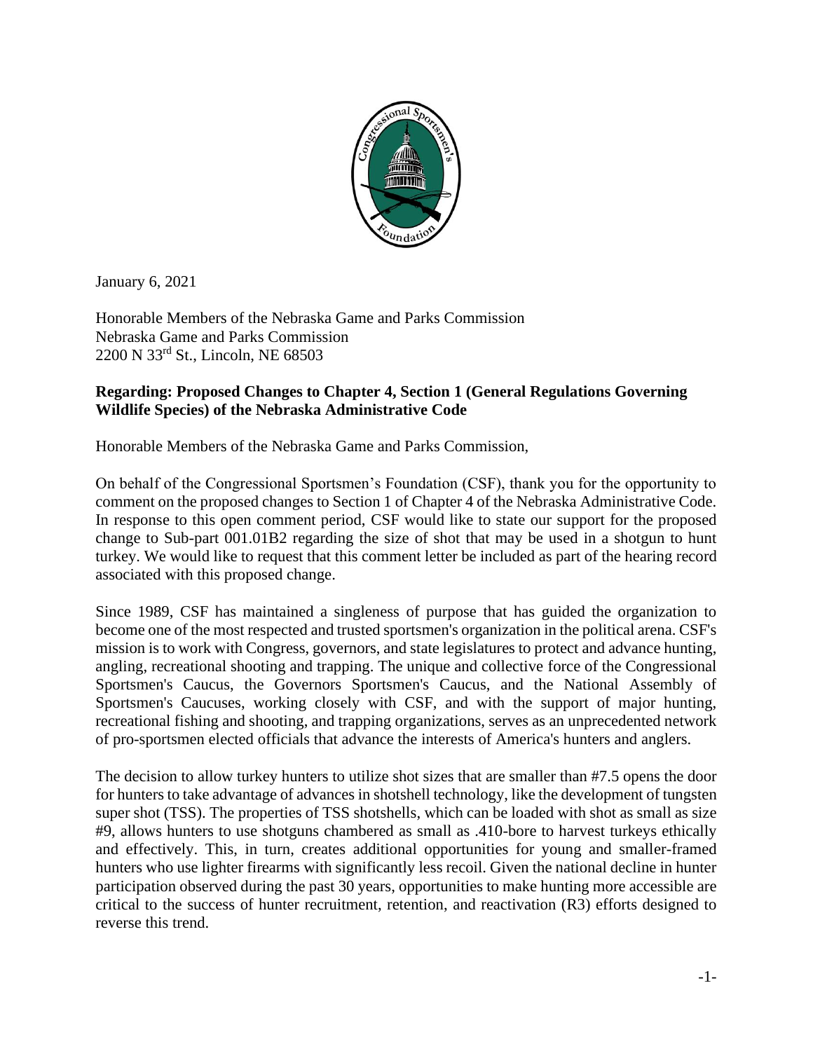January 6, 2021

Honorable Members of the Nebraska Game and Parks Commission
Nebraska Game and Parks Commission
2200 N 33rd St., Lincoln, NE 68503

**Regarding: Proposed Changes to Chapter 4, Section 1 (General Regulations Governing Wildlife Species) of the Nebraska Administrative Code**

Honorable Members of the Nebraska Game and Parks Commission,

On behalf of the Congressional Sportsmen's Foundation (CSF), thank you for the opportunity to comment on the proposed changes to Section 1 of Chapter 4 of the Nebraska Administrative Code. In response to this open comment period, CSF would like to state our support for the proposed change to Sub-part 001.01B2 regarding the size of shot that may be used in a shotgun to hunt turkey. We would like to request that this comment letter be included as part of the hearing record associated with this proposed change.

Since 1989, CSF has maintained a singleness of purpose that has guided the organization to become one of the most respected and trusted sportsmen's organization in the political arena. CSF's mission is to work with Congress, governors, and state legislatures to protect and advance hunting, angling, recreational shooting and trapping. The unique and collective force of the Congressional Sportsmen's Caucus, the Governors Sportsmen's Caucus, and the National Assembly of Sportsmen's Caucuses, working closely with CSF, and with the support of major hunting, recreational fishing and shooting, and trapping organizations, serves as an unprecedented network of pro-sportsmen elected officials that advance the interests of America's hunters and anglers.

The decision to allow turkey hunters to utilize shot sizes that are smaller than #7.5 opens the door for hunters to take advantage of advances in shotshell technology, like the development of tungsten super shot (TSS). The properties of TSS shotshells, which can be loaded with shot as small as size #9, allows hunters to use shotguns chambered as small as .410-bore to harvest turkeys ethically and effectively. This, in turn, creates additional opportunities for young and smaller-framed hunters who use lighter firearms with significantly less recoil. Given the national decline in hunter participation observed during the past 30 years, opportunities to make hunting more accessible are critical to the success of hunter recruitment, retention, and reactivation (R3) efforts designed to reverse this trend.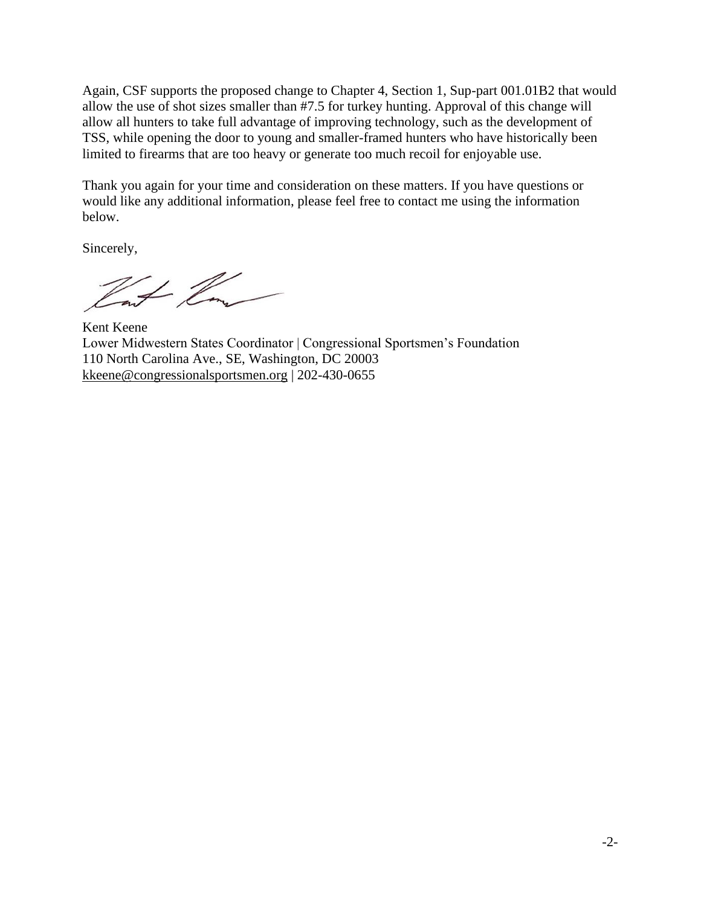Again, CSF supports the proposed change to Chapter 4, Section 1, Sup-part 001.01B2 that would allow the use of shot sizes smaller than #7.5 for turkey hunting. Approval of this change will allow all hunters to take full advantage of improving technology, such as the development of TSS, while opening the door to young and smaller-framed hunters who have historically been limited to firearms that are too heavy or generate too much recoil for enjoyable use.

Thank you again for your time and consideration on these matters. If you have questions or would like any additional information, please feel free to contact me using the information below.

Sincerely,

Kent Keene
Lower Midwestern States Coordinator | Congressional Sportsmen's Foundation
110 North Carolina Ave., SE, Washington, DC 20003
kkeene@congressionalsportsmen.org | 202-430-0655